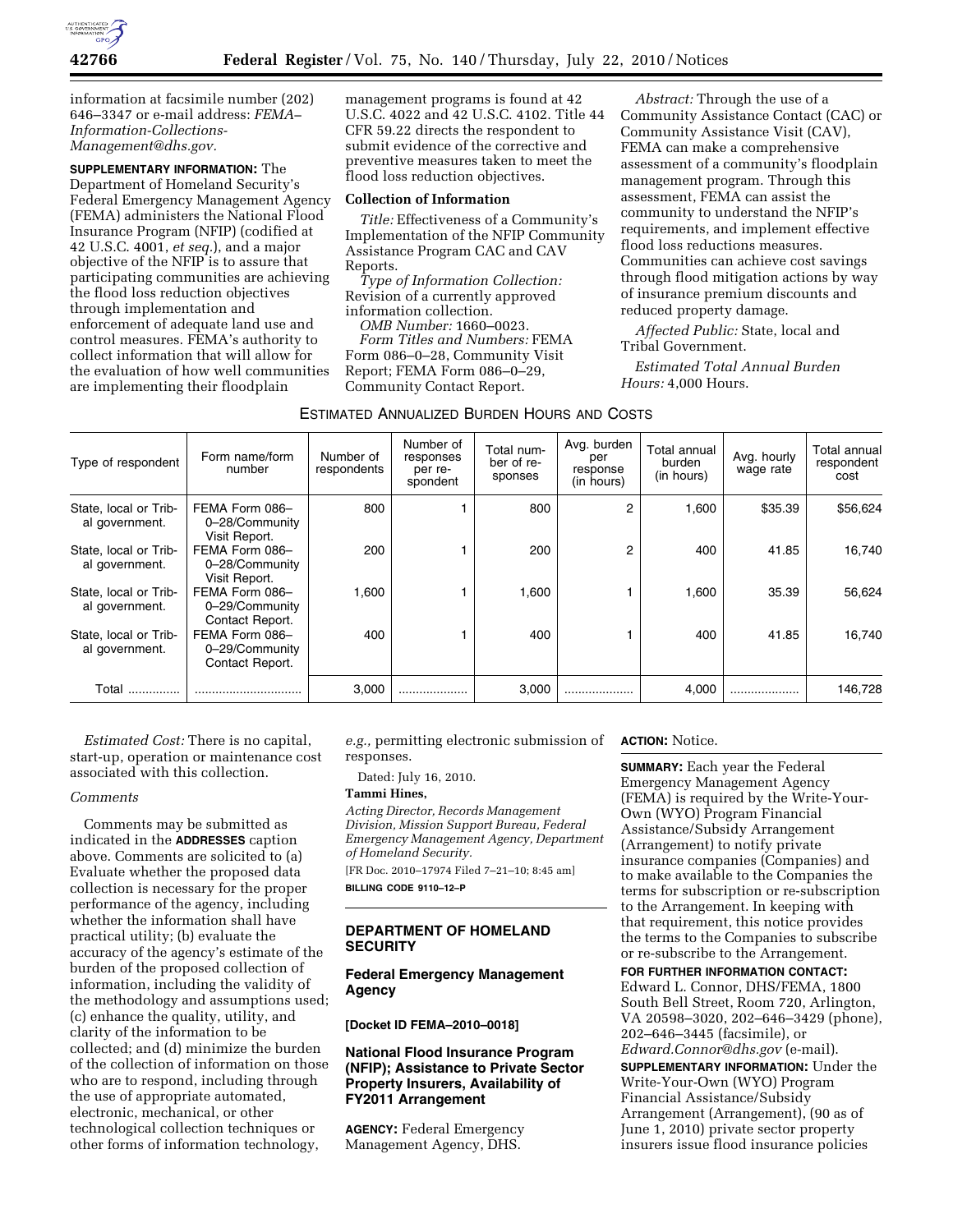information at facsimile number (202) 646–3347 or e-mail address: *FEMA–Information-Collections-Management@dhs.gov.*

**SUPPLEMENTARY INFORMATION:** The Department of Homeland Security's Federal Emergency Management Agency (FEMA) administers the National Flood Insurance Program (NFIP) (codified at 42 U.S.C. 4001, *et seq.*), and a major objective of the NFIP is to assure that participating communities are achieving the flood loss reduction objectives through implementation and enforcement of adequate land use and control measures. FEMA's authority to collect information that will allow for the evaluation of how well communities are implementing their floodplain management programs is found at 42 U.S.C. 4022 and 42 U.S.C. 4102. Title 44 CFR 59.22 directs the respondent to submit evidence of the corrective and preventive measures taken to meet the flood loss reduction objectives.

**Collection of Information**

*Title:* Effectiveness of a Community's Implementation of the NFIP Community Assistance Program CAC and CAV Reports.

*Type of Information Collection:* Revision of a currently approved information collection.

*OMB Number:* 1660–0023.

*Form Titles and Numbers:* FEMA Form 086–0–28, Community Visit Report; FEMA Form 086–0–29, Community Contact Report.

*Abstract:* Through the use of a Community Assistance Contact (CAC) or Community Assistance Visit (CAV), FEMA can make a comprehensive assessment of a community's floodplain management program. Through this assessment, FEMA can assist the community to understand the NFIP's requirements, and implement effective flood loss reductions measures. Communities can achieve cost savings through flood mitigation actions by way of insurance premium discounts and reduced property damage.

*Affected Public:* State, local and Tribal Government.

*Estimated Total Annual Burden Hours:* 4,000 Hours.

ESTIMATED ANNUALIZED BURDEN HOURS AND COSTS

| Type of respondent | Form name/form number | Number of respondents | Number of responses per respondent | Total number of responses | Avg. burden per response (in hours) | Total annual burden (in hours) | Avg. hourly wage rate | Total annual respondent cost |
|---|---|---|---|---|---|---|---|---|
| State, local or Tribal government. | FEMA Form 086–0–28/Community Visit Report. | 800 | 1 | 800 | 2 | 1,600 | $35.39 | $56,624 |
| State, local or Tribal government. | FEMA Form 086–0–28/Community Visit Report. | 200 | 1 | 200 | 2 | 400 | 41.85 | 16,740 |
| State, local or Tribal government. | FEMA Form 086–0–29/Community Contact Report. | 1,600 | 1 | 1,600 | 1 | 1,600 | 35.39 | 56,624 |
| State, local or Tribal government. | FEMA Form 086–0–29/Community Contact Report. | 400 | 1 | 400 | 1 | 400 | 41.85 | 16,740 |
| Total .............. | .............................. | 3,000 | .................... | 3,000 | .................... | 4,000 | .................... | 146,728 |

*Estimated Cost:* There is no capital, start-up, operation or maintenance cost associated with this collection.

*Comments*

Comments may be submitted as indicated in the **ADDRESSES** caption above. Comments are solicited to (a) Evaluate whether the proposed data collection is necessary for the proper performance of the agency, including whether the information shall have practical utility; (b) evaluate the accuracy of the agency's estimate of the burden of the proposed collection of information, including the validity of the methodology and assumptions used; (c) enhance the quality, utility, and clarity of the information to be collected; and (d) minimize the burden of the collection of information on those who are to respond, including through the use of appropriate automated, electronic, mechanical, or other technological collection techniques or other forms of information technology, *e.g.,* permitting electronic submission of responses.

Dated: July 16, 2010.

**Tammi Hines,**

*Acting Director, Records Management Division, Mission Support Bureau, Federal Emergency Management Agency, Department of Homeland Security.*

[FR Doc. 2010–17974 Filed 7–21–10; 8:45 am]

**BILLING CODE 9110–12–P**

## DEPARTMENT OF HOMELAND SECURITY

### Federal Emergency Management Agency

**[Docket ID FEMA–2010–0018]**

### National Flood Insurance Program (NFIP); Assistance to Private Sector Property Insurers, Availability of FY2011 Arrangement

**AGENCY:** Federal Emergency Management Agency, DHS.

**ACTION:** Notice.

**SUMMARY:** Each year the Federal Emergency Management Agency (FEMA) is required by the Write-Your-Own (WYO) Program Financial Assistance/Subsidy Arrangement (Arrangement) to notify private insurance companies (Companies) and to make available to the Companies the terms for subscription or re-subscription to the Arrangement. In keeping with that requirement, this notice provides the terms to the Companies to subscribe or re-subscribe to the Arrangement.

**FOR FURTHER INFORMATION CONTACT:** Edward L. Connor, DHS/FEMA, 1800 South Bell Street, Room 720, Arlington, VA 20598–3020, 202–646–3429 (phone), 202–646–3445 (facsimile), or *Edward.Connor@dhs.gov* (e-mail).

**SUPPLEMENTARY INFORMATION:** Under the Write-Your-Own (WYO) Program Financial Assistance/Subsidy Arrangement (Arrangement), (90 as of June 1, 2010) private sector property insurers issue flood insurance policies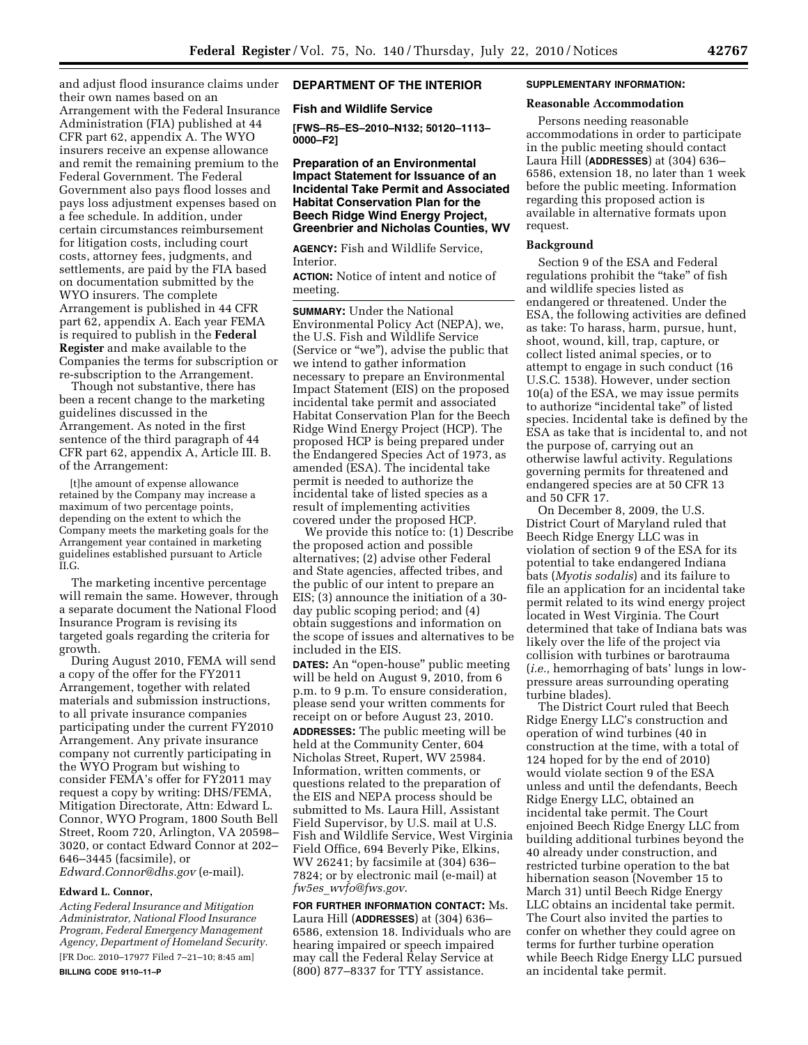and adjust flood insurance claims under their own names based on an Arrangement with the Federal Insurance Administration (FIA) published at 44 CFR part 62, appendix A. The WYO insurers receive an expense allowance and remit the remaining premium to the Federal Government. The Federal Government also pays flood losses and pays loss adjustment expenses based on a fee schedule. In addition, under certain circumstances reimbursement for litigation costs, including court costs, attorney fees, judgments, and settlements, are paid by the FIA based on documentation submitted by the WYO insurers. The complete Arrangement is published in 44 CFR part 62, appendix A. Each year FEMA is required to publish in the **Federal Register** and make available to the Companies the terms for subscription or re-subscription to the Arrangement.

Though not substantive, there has been a recent change to the marketing guidelines discussed in the Arrangement. As noted in the first sentence of the third paragraph of 44 CFR part 62, appendix A, Article III. B. of the Arrangement:

> [t]he amount of expense allowance retained by the Company may increase a maximum of two percentage points, depending on the extent to which the Company meets the marketing goals for the Arrangement year contained in marketing guidelines established pursuant to Article II.G.

The marketing incentive percentage will remain the same. However, through a separate document the National Flood Insurance Program is revising its targeted goals regarding the criteria for growth.

During August 2010, FEMA will send a copy of the offer for the FY2011 Arrangement, together with related materials and submission instructions, to all private insurance companies participating under the current FY2010 Arrangement. Any private insurance company not currently participating in the WYO Program but wishing to consider FEMA's offer for FY2011 may request a copy by writing: DHS/FEMA, Mitigation Directorate, Attn: Edward L. Connor, WYO Program, 1800 South Bell Street, Room 720, Arlington, VA 20598–3020, or contact Edward Connor at 202–646–3445 (facsimile), or *Edward.Connor@dhs.gov* (e-mail).

**Edward L. Connor,**

*Acting Federal Insurance and Mitigation Administrator, National Flood Insurance Program, Federal Emergency Management Agency, Department of Homeland Security.*

[FR Doc. 2010–17977 Filed 7–21–10; 8:45 am]

**BILLING CODE 9110–11–P**

## DEPARTMENT OF THE INTERIOR

### Fish and Wildlife Service

**[FWS–R5–ES–2010–N132; 50120–1113–0000–F2]**

### Preparation of an Environmental Impact Statement for Issuance of an Incidental Take Permit and Associated Habitat Conservation Plan for the Beech Ridge Wind Energy Project, Greenbrier and Nicholas Counties, WV

**AGENCY:** Fish and Wildlife Service, Interior.

**ACTION:** Notice of intent and notice of meeting.

**SUMMARY:** Under the National Environmental Policy Act (NEPA), we, the U.S. Fish and Wildlife Service (Service or "we"), advise the public that we intend to gather information necessary to prepare an Environmental Impact Statement (EIS) on the proposed incidental take permit and associated Habitat Conservation Plan for the Beech Ridge Wind Energy Project (HCP). The proposed HCP is being prepared under the Endangered Species Act of 1973, as amended (ESA). The incidental take permit is needed to authorize the incidental take of listed species as a result of implementing activities covered under the proposed HCP.

We provide this notice to: (1) Describe the proposed action and possible alternatives; (2) advise other Federal and State agencies, affected tribes, and the public of our intent to prepare an EIS; (3) announce the initiation of a 30-day public scoping period; and (4) obtain suggestions and information on the scope of issues and alternatives to be included in the EIS.

**DATES:** An "open-house" public meeting will be held on August 9, 2010, from 6 p.m. to 9 p.m. To ensure consideration, please send your written comments for receipt on or before August 23, 2010.

**ADDRESSES:** The public meeting will be held at the Community Center, 604 Nicholas Street, Rupert, WV 25984. Information, written comments, or questions related to the preparation of the EIS and NEPA process should be submitted to Ms. Laura Hill, Assistant Field Supervisor, by U.S. mail at U.S. Fish and Wildlife Service, West Virginia Field Office, 694 Beverly Pike, Elkins, WV 26241; by facsimile at (304) 636–7824; or by electronic mail (e-mail) at *fw5es_wvfo@fws.gov*.

**FOR FURTHER INFORMATION CONTACT:** Ms. Laura Hill (**ADDRESSES**) at (304) 636–6586, extension 18. Individuals who are hearing impaired or speech impaired may call the Federal Relay Service at (800) 877–8337 for TTY assistance.

**SUPPLEMENTARY INFORMATION:**

#### Reasonable Accommodation

Persons needing reasonable accommodations in order to participate in the public meeting should contact Laura Hill (**ADDRESSES**) at (304) 636–6586, extension 18, no later than 1 week before the public meeting. Information regarding this proposed action is available in alternative formats upon request.

#### Background

Section 9 of the ESA and Federal regulations prohibit the "take" of fish and wildlife species listed as endangered or threatened. Under the ESA, the following activities are defined as take: To harass, harm, pursue, hunt, shoot, wound, kill, trap, capture, or collect listed animal species, or to attempt to engage in such conduct (16 U.S.C. 1538). However, under section 10(a) of the ESA, we may issue permits to authorize "incidental take" of listed species. Incidental take is defined by the ESA as take that is incidental to, and not the purpose of, carrying out an otherwise lawful activity. Regulations governing permits for threatened and endangered species are at 50 CFR 13 and 50 CFR 17.

On December 8, 2009, the U.S. District Court of Maryland ruled that Beech Ridge Energy LLC was in violation of section 9 of the ESA for its potential to take endangered Indiana bats (*Myotis sodalis*) and its failure to file an application for an incidental take permit related to its wind energy project located in West Virginia. The Court determined that take of Indiana bats was likely over the life of the project via collision with turbines or barotrauma (*i.e.,* hemorrhaging of bats' lungs in low-pressure areas surrounding operating turbine blades).

The District Court ruled that Beech Ridge Energy LLC's construction and operation of wind turbines (40 in construction at the time, with a total of 124 hoped for by the end of 2010) would violate section 9 of the ESA unless and until the defendants, Beech Ridge Energy LLC, obtained an incidental take permit. The Court enjoined Beech Ridge Energy LLC from building additional turbines beyond the 40 already under construction, and restricted turbine operation to the bat hibernation season (November 15 to March 31) until Beech Ridge Energy LLC obtains an incidental take permit. The Court also invited the parties to confer on whether they could agree on terms for further turbine operation while Beech Ridge Energy LLC pursued an incidental take permit.